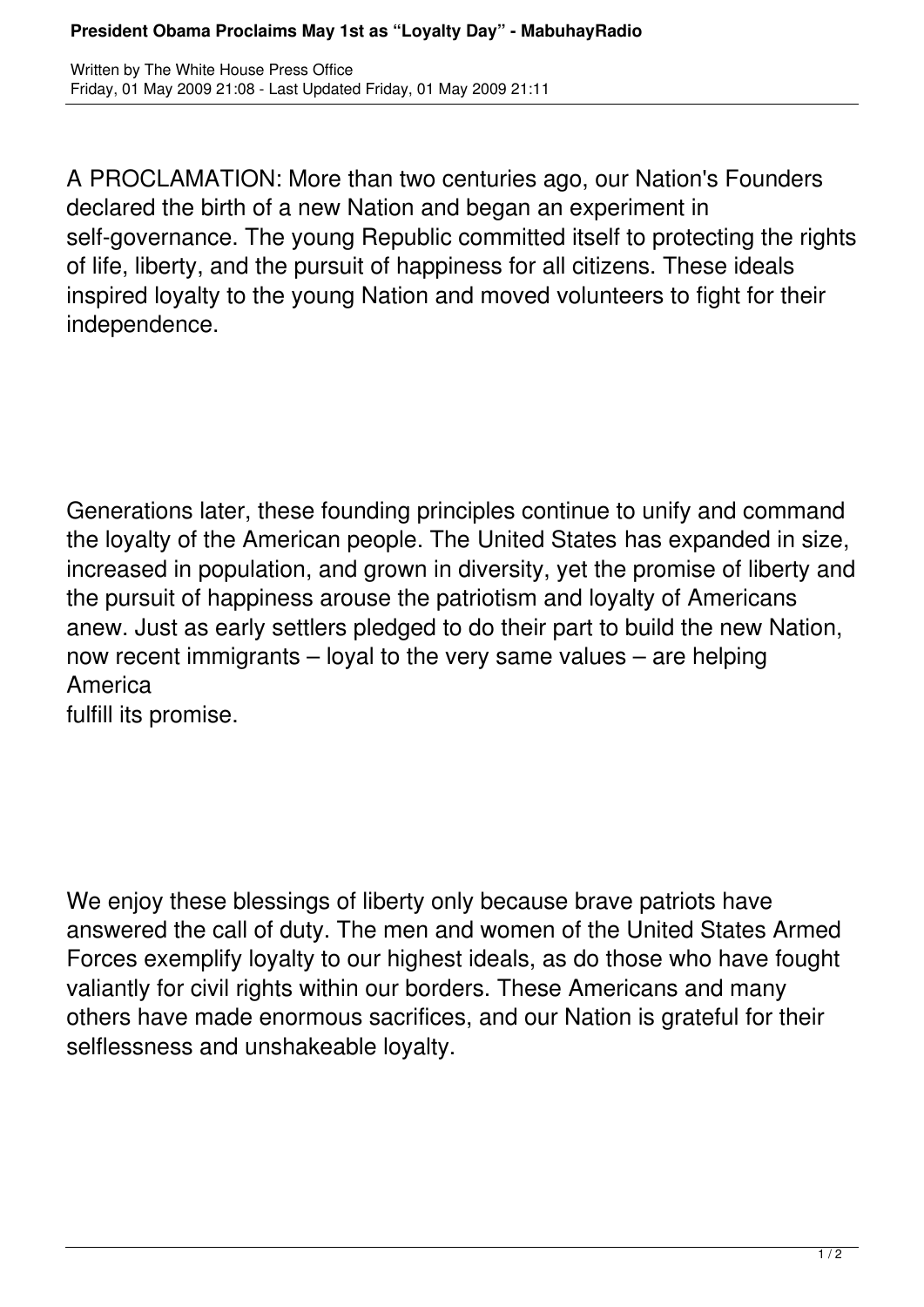A PROCLAMATION: More than two centuries ago, our Nation's Founders declared the birth of a new Nation and began an experiment in self-governance. The young Republic committed itself to protecting the rights of life, liberty, and the pursuit of happiness for all citizens. These ideals inspired loyalty to the young Nation and moved volunteers to fight for their independence.

Generations later, these founding principles continue to unify and command the loyalty of the American people. The United States has expanded in size, increased in population, and grown in diversity, yet the promise of liberty and the pursuit of happiness arouse the patriotism and loyalty of Americans anew. Just as early settlers pledged to do their part to build the new Nation, now recent immigrants – loyal to the very same values – are helping America fulfill its promise.

We enjoy these blessings of liberty only because brave patriots have answered the call of duty. The men and women of the United States Armed Forces exemplify loyalty to our highest ideals, as do those who have fought valiantly for civil rights within our borders. These Americans and many others have made enormous sacrifices, and our Nation is grateful for their selflessness and unshakeable loyalty.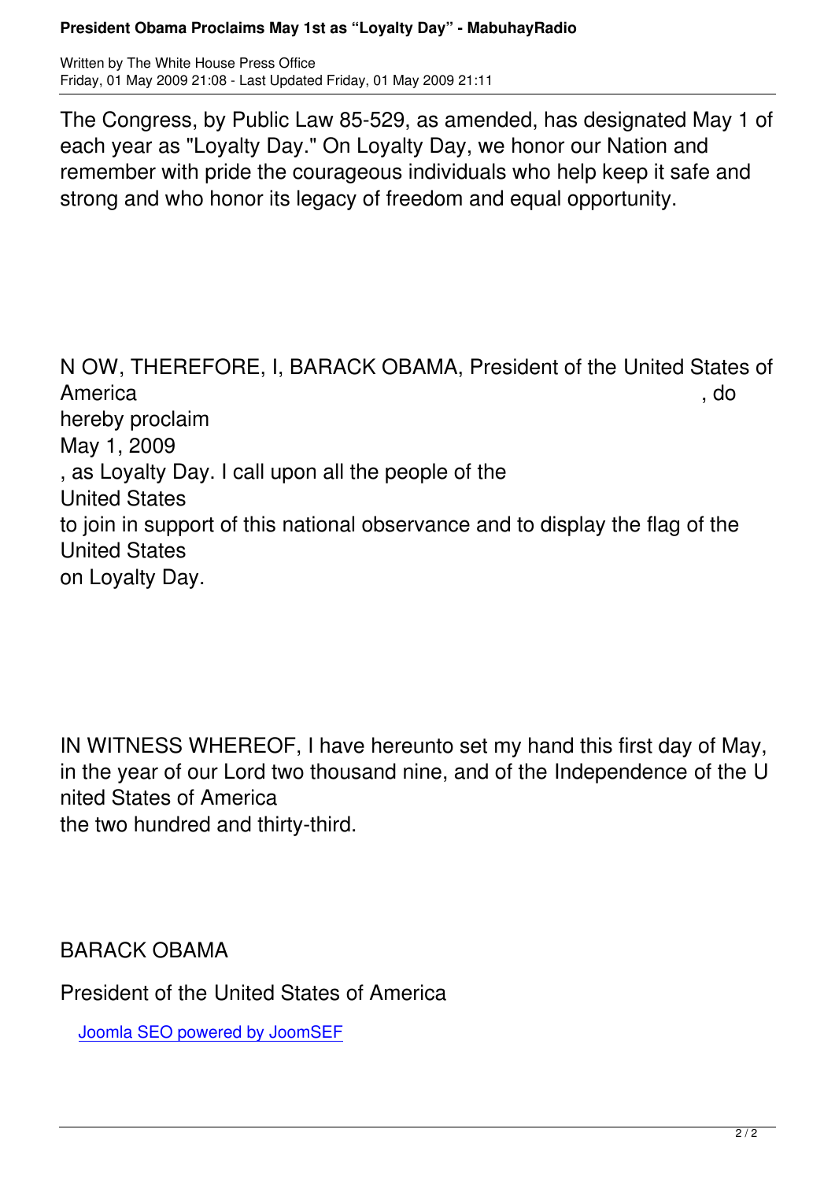The Congress, by Public Law 85-529, as amended, has designated May 1 of each year as "Loyalty Day." On Loyalty Day, we honor our Nation and remember with pride the courageous individuals who help keep it safe and strong and who honor its legacy of freedom and equal opportunity.

NOW, THEREFORE, I, BARACK OBAMA, President of the United States of America, do hereby proclaim May 1, 2009, as Loyalty Day. I call upon all the people of the United States to join in support of this national observance and to display the flag of the United States on Loyalty Day.

IN WITNESS WHEREOF, I have hereunto set my hand this first day of May, in the year of our Lord two thousand nine, and of the Independence of the United States of America the two hundred and thirty-third.

BARACK OBAMA

President of the United States of America

Joomla SEO powered by JoomSEF